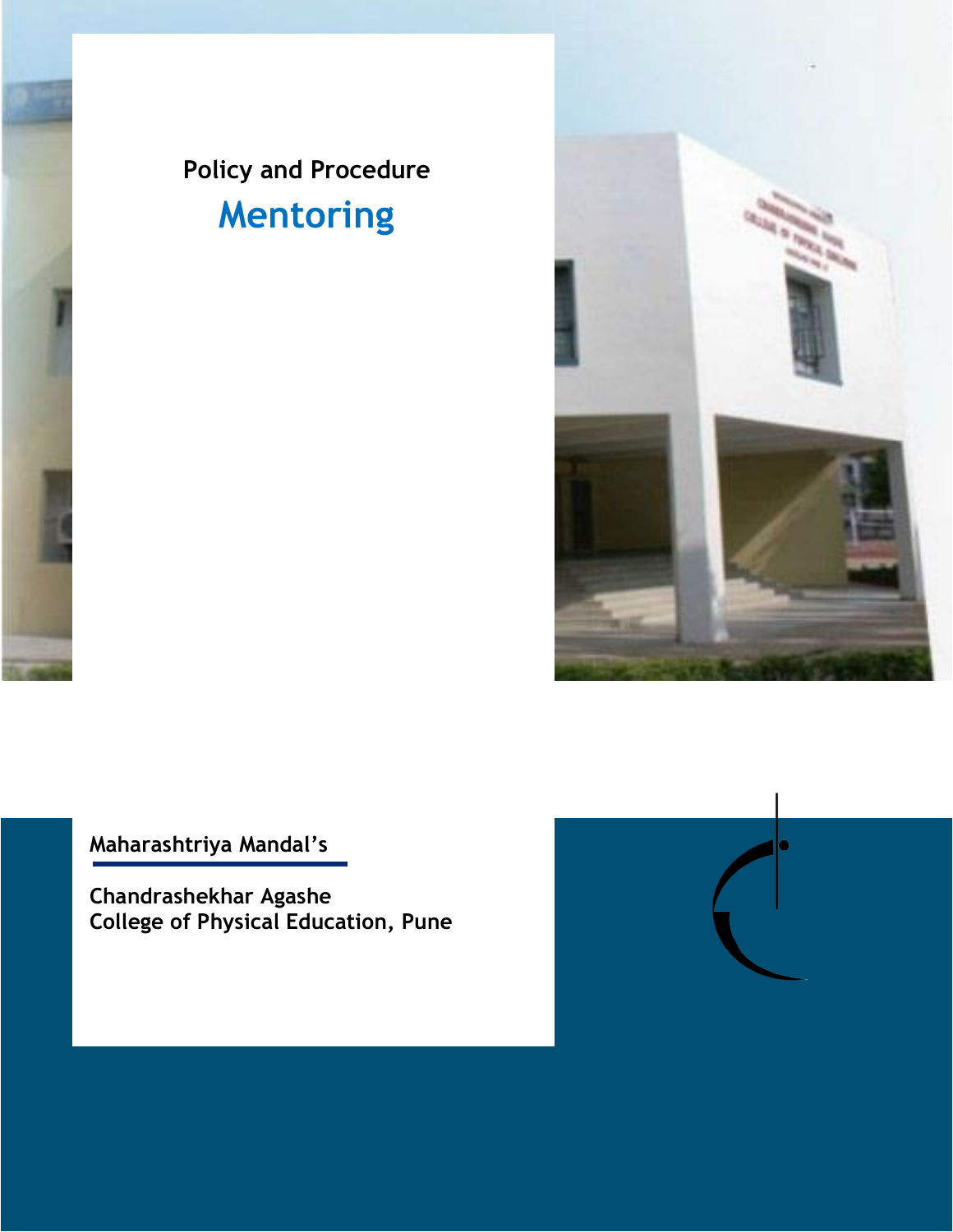Policy and Procedure

# Mentoring

**Maharashtriya Mandal's**

**Chandrashekhar Agashe**
**College of Physical Education, Pune**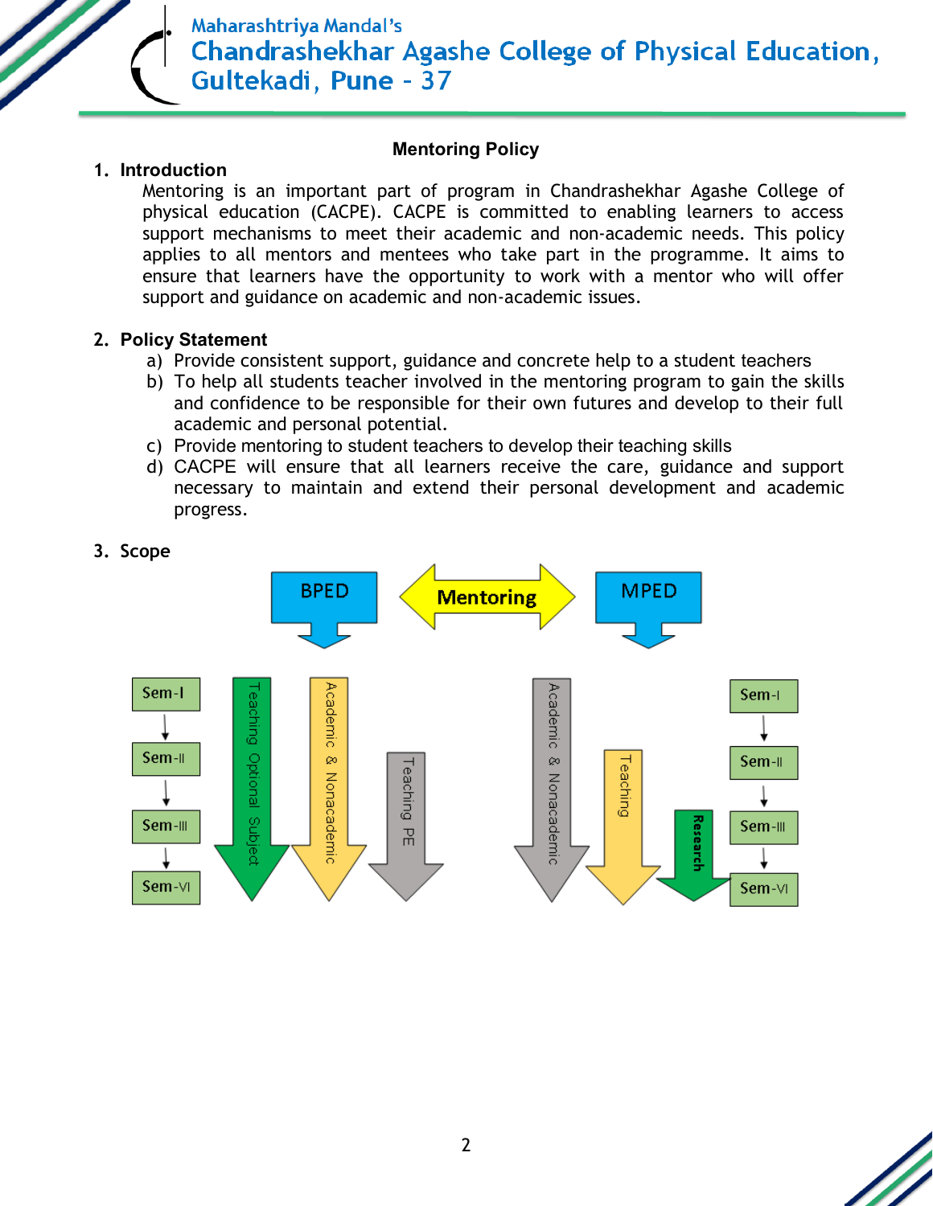# Mentoring Policy

## 1. Introduction

Mentoring is an important part of program in Chandrashekhar Agashe College of physical education (CACPE). CACPE is committed to enabling learners to access support mechanisms to meet their academic and non-academic needs. This policy applies to all mentors and mentees who take part in the programme. It aims to ensure that learners have the opportunity to work with a mentor who will offer support and guidance on academic and non-academic issues.

## 2. Policy Statement

a) Provide consistent support, guidance and concrete help to a student teachers
b) To help all students teacher involved in the mentoring program to gain the skills and confidence to be responsible for their own futures and develop to their full academic and personal potential.
c) Provide mentoring to student teachers to develop their teaching skills
d) CACPE will ensure that all learners receive the care, guidance and support necessary to maintain and extend their personal development and academic progress.

## 3. Scope

BPED ⟷ Mentoring ⟷ MPED

BPED: Sem-I → Sem-II → Sem-III → Sem-VI; Teaching Optional Subject; Academic & Nonacademic; Teaching PE

MPED: Academic & Nonacademic; Teaching; Research; Sem-I → Sem-II → Sem-III → Sem-VI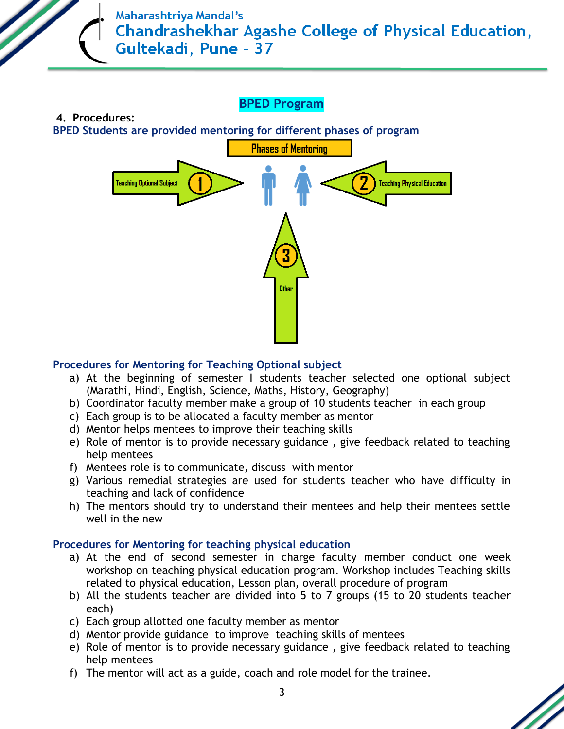## BPED Program

**4. Procedures:**

**BPED Students are provided mentoring for different phases of program**

**Phases of Mentoring**

1. Teaching Optional Subject
2. Teaching Physical Education
3. Other

### Procedures for Mentoring for Teaching Optional subject

a) At the beginning of semester I students teacher selected one optional subject (Marathi, Hindi, English, Science, Maths, History, Geography)
b) Coordinator faculty member make a group of 10 students teacher in each group
c) Each group is to be allocated a faculty member as mentor
d) Mentor helps mentees to improve their teaching skills
e) Role of mentor is to provide necessary guidance , give feedback related to teaching help mentees
f) Mentees role is to communicate, discuss with mentor
g) Various remedial strategies are used for students teacher who have difficulty in teaching and lack of confidence
h) The mentors should try to understand their mentees and help their mentees settle well in the new

### Procedures for Mentoring for teaching physical education

a) At the end of second semester in charge faculty member conduct one week workshop on teaching physical education program. Workshop includes Teaching skills related to physical education, Lesson plan, overall procedure of program
b) All the students teacher are divided into 5 to 7 groups (15 to 20 students teacher each)
c) Each group allotted one faculty member as mentor
d) Mentor provide guidance to improve teaching skills of mentees
e) Role of mentor is to provide necessary guidance , give feedback related to teaching help mentees
f) The mentor will act as a guide, coach and role model for the trainee.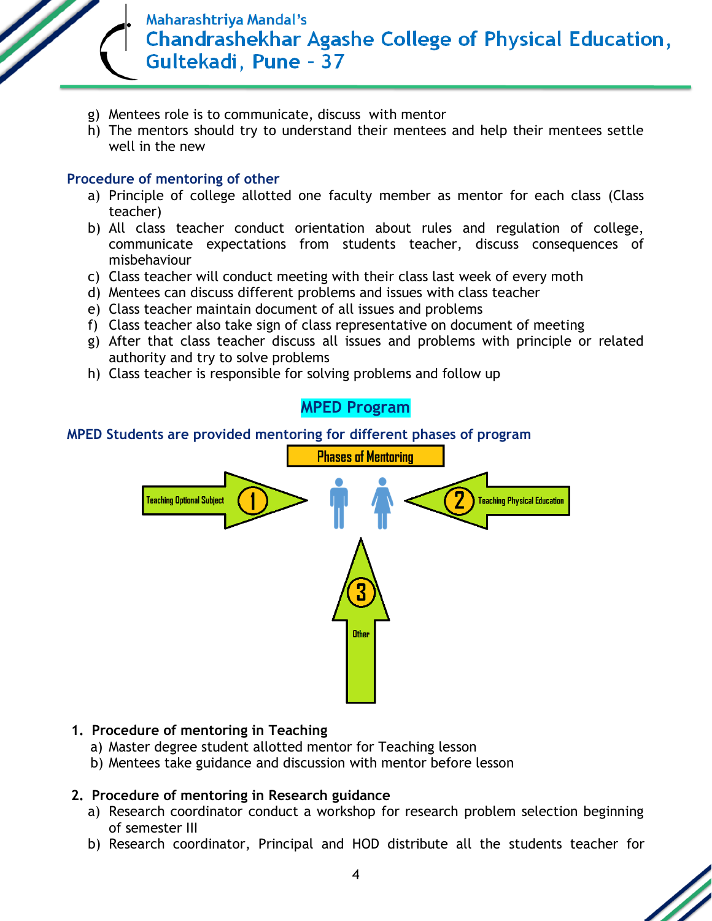g) Mentees role is to communicate, discuss with mentor
h) The mentors should try to understand their mentees and help their mentees settle well in the new

### Procedure of mentoring of other

a) Principle of college allotted one faculty member as mentor for each class (Class teacher)
b) All class teacher conduct orientation about rules and regulation of college, communicate expectations from students teacher, discuss consequences of misbehaviour
c) Class teacher will conduct meeting with their class last week of every moth
d) Mentees can discuss different problems and issues with class teacher
e) Class teacher maintain document of all issues and problems
f) Class teacher also take sign of class representative on document of meeting
g) After that class teacher discuss all issues and problems with principle or related authority and try to solve problems
h) Class teacher is responsible for solving problems and follow up

## MPED Program

### MPED Students are provided mentoring for different phases of program

Phases of Mentoring

1. Teaching Optional Subject
2. Teaching Physical Education
3. Other

1. **Procedure of mentoring in Teaching**
   a) Master degree student allotted mentor for Teaching lesson
   b) Mentees take guidance and discussion with mentor before lesson

2. **Procedure of mentoring in Research guidance**
   a) Research coordinator conduct a workshop for research problem selection beginning of semester III
   b) Research coordinator, Principal and HOD distribute all the students teacher for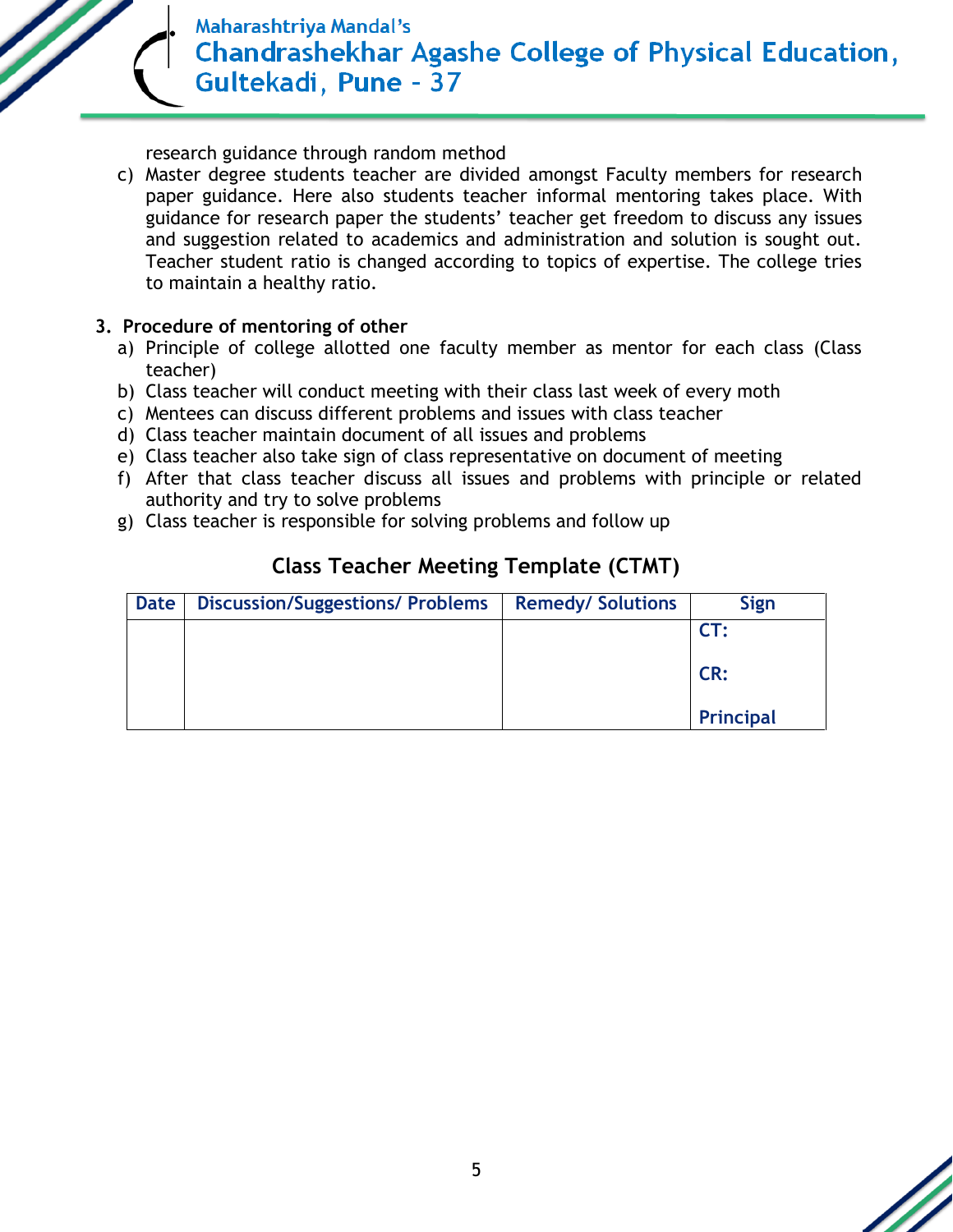research guidance through random method

c) Master degree students teacher are divided amongst Faculty members for research paper guidance. Here also students teacher informal mentoring takes place. With guidance for research paper the students' teacher get freedom to discuss any issues and suggestion related to academics and administration and solution is sought out. Teacher student ratio is changed according to topics of expertise. The college tries to maintain a healthy ratio.

**3. Procedure of mentoring of other**

a) Principle of college allotted one faculty member as mentor for each class (Class teacher)
b) Class teacher will conduct meeting with their class last week of every moth
c) Mentees can discuss different problems and issues with class teacher
d) Class teacher maintain document of all issues and problems
e) Class teacher also take sign of class representative on document of meeting
f) After that class teacher discuss all issues and problems with principle or related authority and try to solve problems
g) Class teacher is responsible for solving problems and follow up

## Class Teacher Meeting Template (CTMT)

| Date | Discussion/Suggestions/ Problems | Remedy/ Solutions | Sign |
|---|---|---|---|
| | | | CT:<br><br>CR:<br><br>Principal |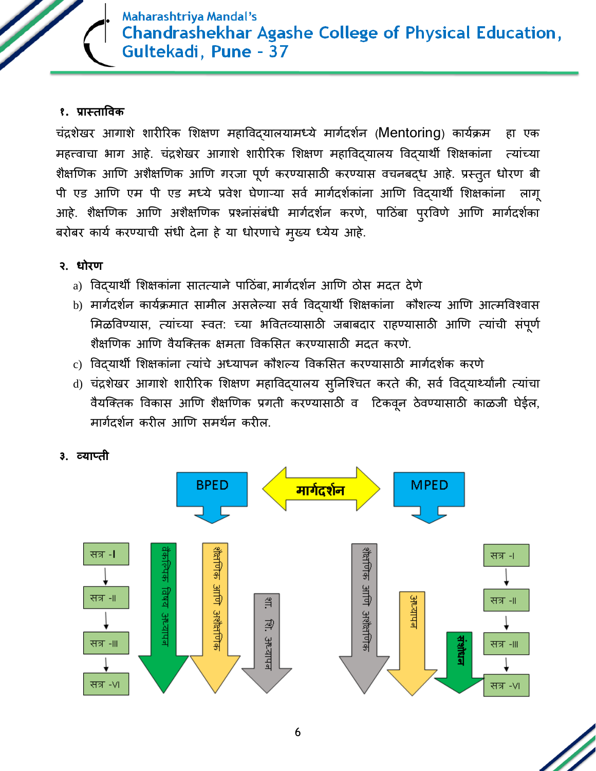## १. प्रास्ताविक

चंद्रशेखर आगाशे शारीरिक शिक्षण महाविद्यालयामध्ये मार्गदर्शन (Mentoring) कार्यक्रम हा एक महत्वाचा भाग आहे. चंद्रशेखर आगाशे शारीरिक शिक्षण महाविद्यालय विद्यार्थी शिक्षकांना त्यांच्या शैक्षणिक आणि अशैक्षणिक आणि गरजा पूर्ण करण्यासाठी करण्यास वचनबद्ध आहे. प्रस्तुत धोरण बी पी एड आणि एम पी एड मध्ये प्रवेश घेणाऱ्या सर्व मार्गदर्शकांना आणि विद्यार्थी शिक्षकांना लागू आहे. शैक्षणिक आणि अशैक्षणिक प्रश्नांसंबंधी मार्गदर्शन करणे, पाठिंबा पुरविणे आणि मार्गदर्शका बरोबर कार्य करण्याची संधी देना हे या धोरणाचे मुख्य ध्येय आहे.

## २. धोरण

a) विद्यार्थी शिक्षकांना सातत्याने पाठिंबा, मार्गदर्शन आणि ठोस मदत देणे

b) मार्गदर्शन कार्यक्रमात सामील असलेल्या सर्व विद्यार्थी शिक्षकांना कौशल्य आणि आत्मविश्वास मिळविण्यास, त्यांच्या स्वत: च्या भवितव्यासाठी जबाबदार राहण्यासाठी आणि त्यांची संपूर्ण शैक्षणिक आणि वैयक्तिक क्षमता विकसित करण्यासाठी मदत करणे.

c) विद्यार्थी शिक्षकांना त्यांचे अध्यापन कौशल्य विकसित करण्यासाठी मार्गदर्शक करणे

d) चंद्रशेखर आगाशे शारीरिक शिक्षण महाविद्यालय सुनिश्चित करते की, सर्व विद्यार्थ्यांनी त्यांचा वैयक्तिक विकास आणि शैक्षणिक प्रगती करण्यासाठी व टिकवून ठेवण्यासाठी काळजी घेईल, मार्गदर्शन करील आणि समर्थन करील.

## ३. व्याप्ती

BPED ⟷ मार्गदर्शन ⟷ MPED

**BPED:** सत्र -I → सत्र -II → सत्र -III → सत्र -VI
- वैकल्पिक विषय अध्यापन
- शैक्षणिक आणि अशैक्षणिक
- शा. शि. अध्यापन

**MPED:** सत्र -I → सत्र -II → सत्र -III → सत्र -VI
- शैक्षणिक आणि अशैक्षणिक
- अध्यापन
- संशोधन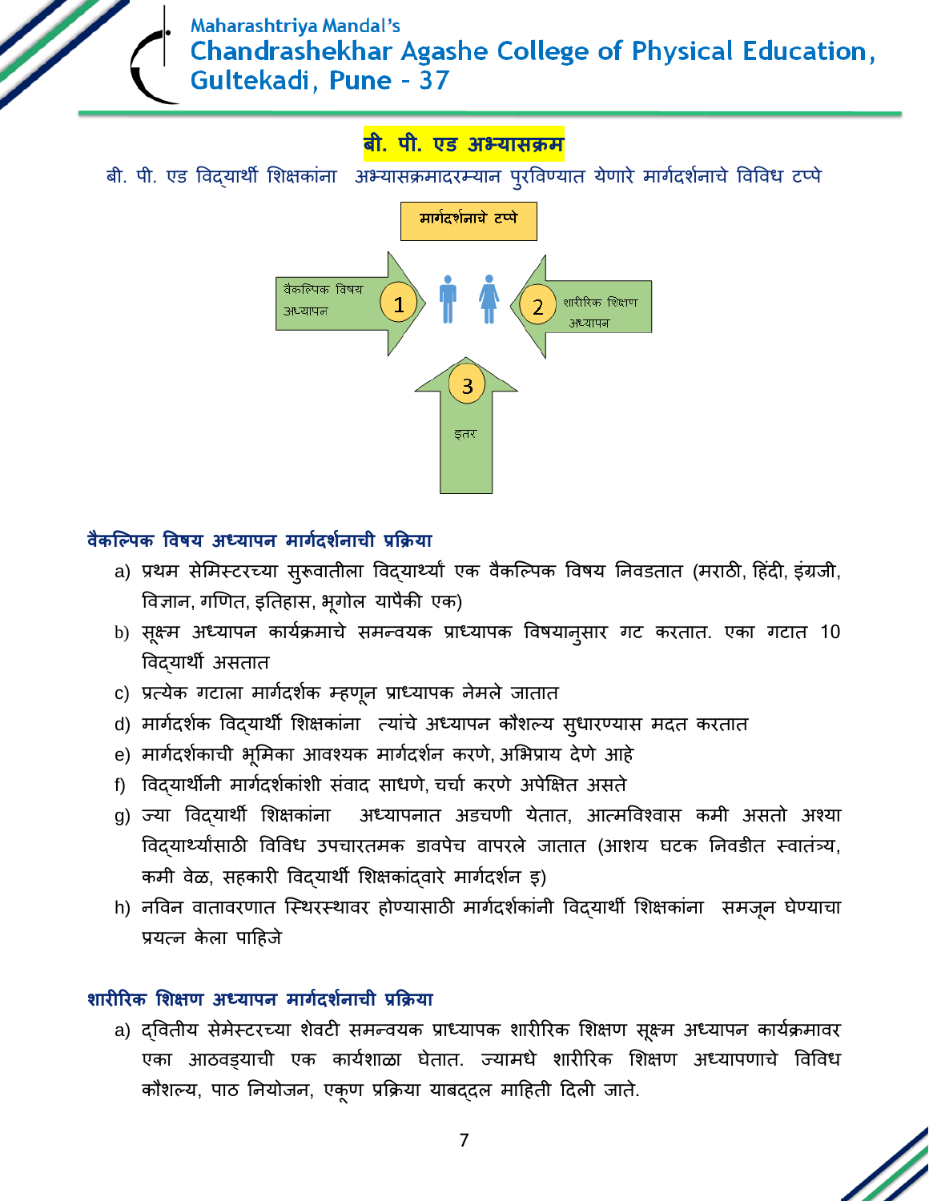# बी. पी. एड अभ्यासक्रम

बी. पी. एड विद्यार्थी शिक्षकांना अभ्यासक्रमादरम्यान पुरविण्यात येणारे मार्गदर्शनाचे विविध टप्पे

मार्गदर्शनाचे टप्पे

1 वैकल्पिक विषय अध्यापन

2 शारीरिक शिक्षण अध्यापन

3 इतर

### वैकल्पिक विषय अध्यापन मार्गदर्शनाची प्रक्रिया

a) प्रथम सेमिस्टरच्या सुरूवातीला विद्यार्थ्यां एक वैकल्पिक विषय निवडतात (मराठी, हिंदी, इंग्रजी, विज्ञान, गणित, इतिहास, भूगोल यापैकी एक)

b) सूक्ष्म अध्यापन कार्यक्रमाचे समन्वयक प्राध्यापक विषयानुसार गट करतात. एका गटात 10 विद्यार्थी असतात

c) प्रत्येक गटाला मार्गदर्शक म्हणून प्राध्यापक नेमले जातात

d) मार्गदर्शक विद्यार्थी शिक्षकांना त्यांचे अध्यापन कौशल्य सुधारण्यास मदत करतात

e) मार्गदर्शकाची भूमिका आवश्यक मार्गदर्शन करणे, अभिप्राय देणे आहे

f) विद्यार्थीनी मार्गदर्शकांशी संवाद साधणे, चर्चा करणे अपेक्षित असते

g) ज्या विद्यार्थी शिक्षकांना अध्यापनात अडचणी येतात, आत्मविश्वास कमी असतो अश्या विद्यार्थ्यांसाठी विविध उपचारतमक डावपेच वापरले जातात (आशय घटक निवडीत स्वातंत्र्य, कमी वेळ, सहकारी विद्यार्थी शिक्षकांद्वारे मार्गदर्शन इ)

h) नविन वातावरणात स्थिरस्थावर होण्यासाठी मार्गदर्शकांनी विद्यार्थी शिक्षकांना समजून घेण्याचा प्रयत्न केला पाहिजे

### शारीरिक शिक्षण अध्यापन मार्गदर्शनाची प्रक्रिया

a) द्वितीय सेमेस्टरच्या शेवटी समन्वयक प्राध्यापक शारीरिक शिक्षण सूक्ष्म अध्यापन कार्यक्रमावर एका आठवड्याची एक कार्यशाळा घेतात. ज्यामधे शारीरिक शिक्षण अध्यापणाचे विविध कौशल्य, पाठ नियोजन, एकूण प्रक्रिया याबद्दल माहिती दिली जाते.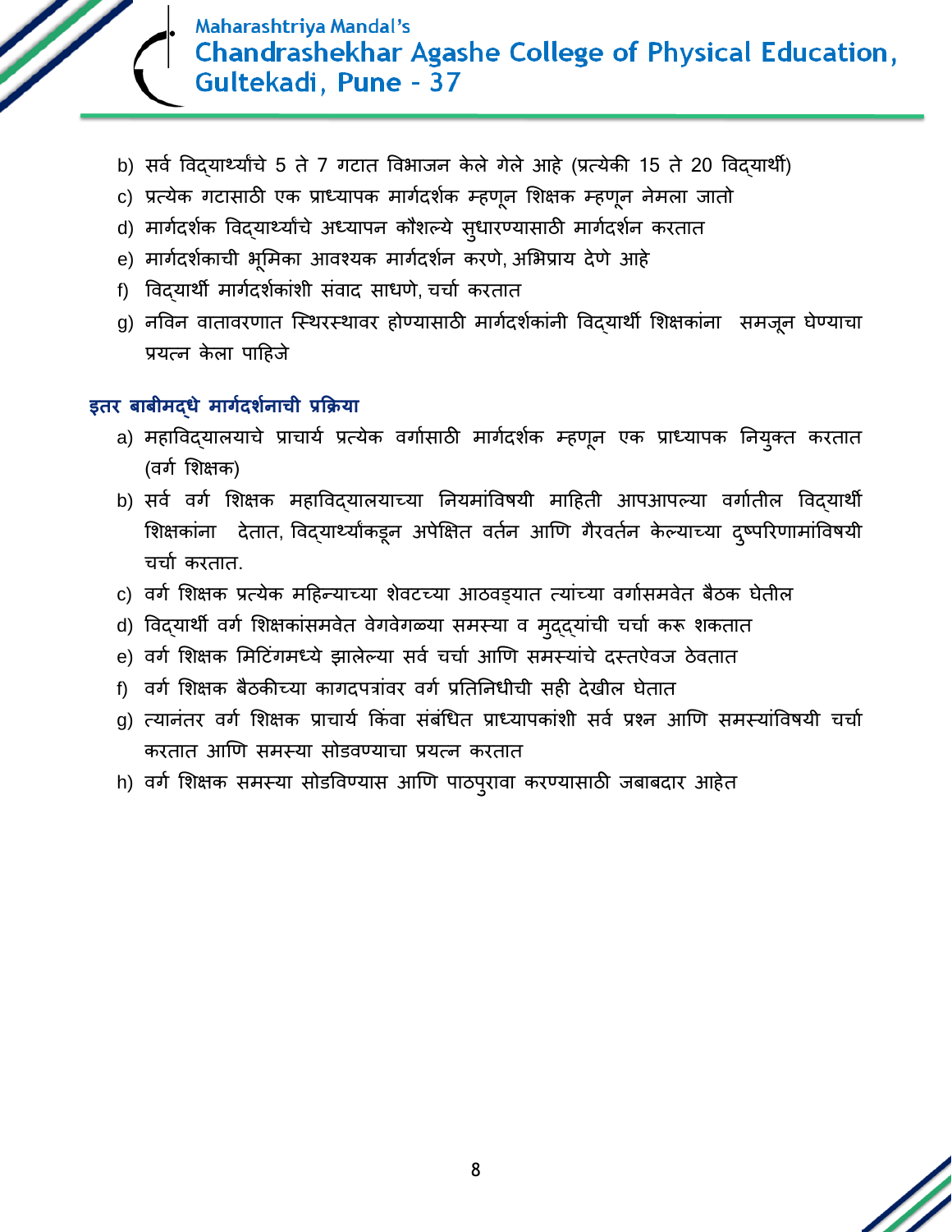b) सर्व विद्यार्थ्यांचे 5 ते 7 गटात विभाजन केले गेले आहे (प्रत्येकी 15 ते 20 विद्यार्थी)
c) प्रत्येक गटासाठी एक प्राध्यापक मार्गदर्शक म्हणून शिक्षक म्हणून नेमला जातो
d) मार्गदर्शक विद्यार्थ्यांचे अध्यापन कौशल्ये सुधारण्यासाठी मार्गदर्शन करतात
e) मार्गदर्शकाची भूमिका आवश्यक मार्गदर्शन करणे, अभिप्राय देणे आहे
f) विद्यार्थी मार्गदर्शकांशी संवाद साधणे, चर्चा करतात
g) नविन वातावरणात स्थिरस्थावर होण्यासाठी मार्गदर्शकांनी विद्यार्थी शिक्षकांना समजून घेण्याचा प्रयत्न केला पाहिजे

### इतर बाबीमद्धे मार्गदर्शनाची प्रक्रिया

a) महाविद्यालयाचे प्राचार्य प्रत्येक वर्गासाठी मार्गदर्शक म्हणून एक प्राध्यापक नियुक्त करतात (वर्ग शिक्षक)
b) सर्व वर्ग शिक्षक महाविद्यालयाच्या नियमांविषयी माहिती आपआपल्या वर्गातील विद्यार्थी शिक्षकांना देतात, विद्यार्थ्यांकडून अपेक्षित वर्तन आणि गैरवर्तन केल्याच्या दुष्परिणामांविषयी चर्चा करतात.
c) वर्ग शिक्षक प्रत्येक महिन्याच्या शेवटच्या आठवड्यात त्यांच्या वर्गासमवेत बैठक घेतील
d) विद्यार्थी वर्ग शिक्षकांसमवेत वेगवेगळ्या समस्या व मुद्द्यांची चर्चा करू शकतात
e) वर्ग शिक्षक मिटिंगमध्ये झालेल्या सर्व चर्चा आणि समस्यांचे दस्तऐवज ठेवतात
f) वर्ग शिक्षक बैठकीच्या कागदपत्रांवर वर्ग प्रतिनिधीची सही देखील घेतात
g) त्यानंतर वर्ग शिक्षक प्राचार्य किंवा संबंधित प्राध्यापकांशी सर्व प्रश्न आणि समस्यांविषयी चर्चा करतात आणि समस्या सोडवण्याचा प्रयत्न करतात
h) वर्ग शिक्षक समस्या सोडविण्यास आणि पाठपुरावा करण्यासाठी जबाबदार आहेत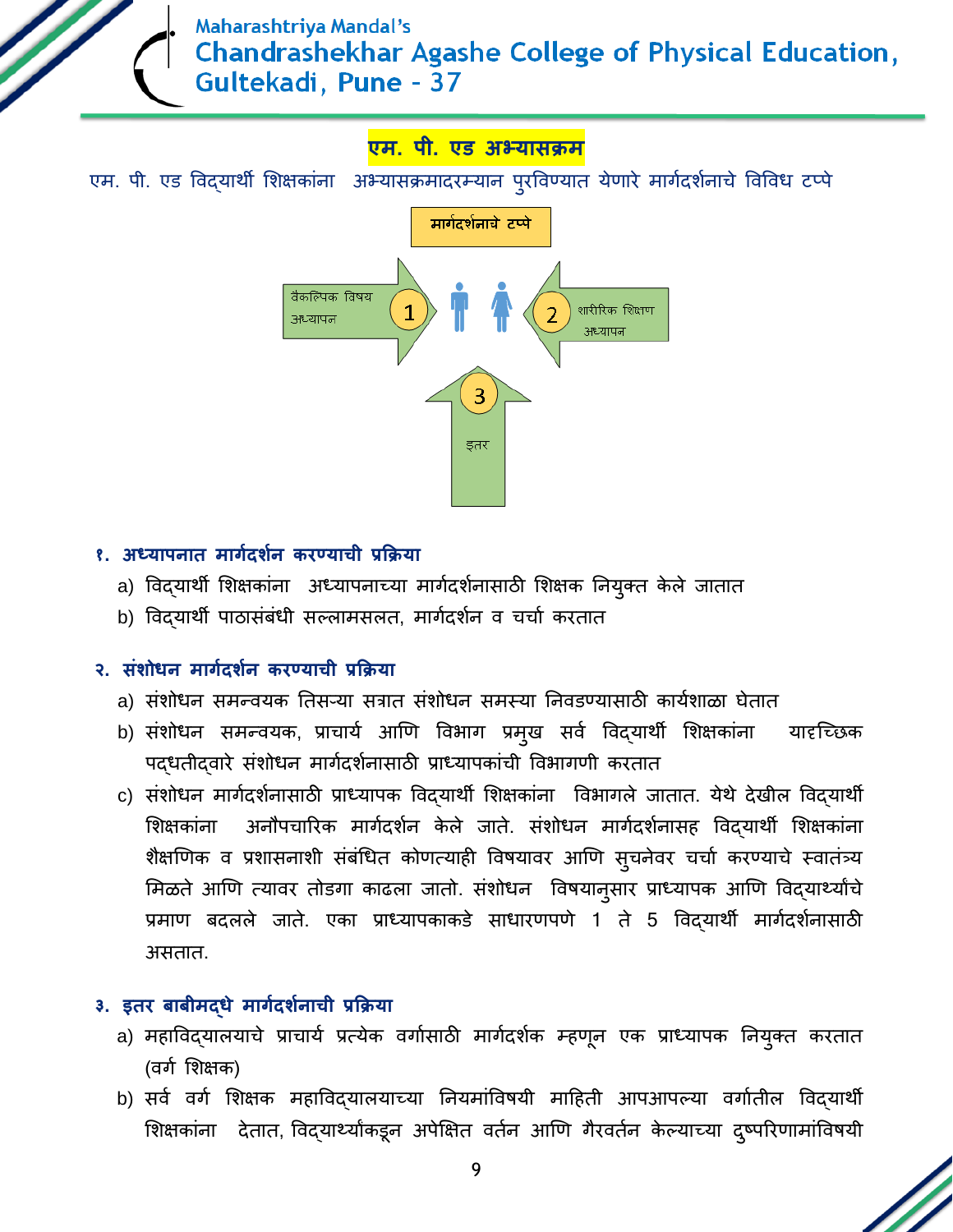## एम. पी. एड अभ्यासक्रम

एम. पी. एड विद्यार्थी शिक्षकांना अभ्यासक्रमादरम्यान पुरविण्यात येणारे मार्गदर्शनाचे विविध टप्पे

मार्गदर्शनाचे टप्पे

1 वैकल्पिक विषय अध्यापन

2 शारीरिक शिक्षण अध्यापन

3 इतर

### १. अध्यापनात मार्गदर्शन करण्याची प्रक्रिया

a) विद्यार्थी शिक्षकांना अध्यापनाच्या मार्गदर्शनासाठी शिक्षक नियुक्त केले जातात

b) विद्यार्थी पाठासंबंधी सल्लामसलत, मार्गदर्शन व चर्चा करतात

### २. संशोधन मार्गदर्शन करण्याची प्रक्रिया

a) संशोधन समन्वयक तिसऱ्या सत्रात संशोधन समस्या निवडण्यासाठी कार्यशाळा घेतात

b) संशोधन समन्वयक, प्राचार्य आणि विभाग प्रमुख सर्व विद्यार्थी शिक्षकांना यादृच्छिक पद्धतीद्वारे संशोधन मार्गदर्शनासाठी प्राध्यापकांची विभागणी करतात

c) संशोधन मार्गदर्शनासाठी प्राध्यापक विद्यार्थी शिक्षकांना विभागले जातात. येथे देखील विद्यार्थी शिक्षकांना अनौपचारिक मार्गदर्शन केले जाते. संशोधन मार्गदर्शनासह विद्यार्थी शिक्षकांना शैक्षणिक व प्रशासनाशी संबंधित कोणत्याही विषयावर आणि सुचनेवर चर्चा करण्याचे स्वातंत्र्य मिळते आणि त्यावर तोडगा काढला जातो. संशोधन विषयानुसार प्राध्यापक आणि विद्यार्थ्यांचे प्रमाण बदलले जाते. एका प्राध्यापकाकडे साधारणपणे 1 ते 5 विद्यार्थी मार्गदर्शनासाठी असतात.

### ३. इतर बाबीमद्धे मार्गदर्शनाची प्रक्रिया

a) महाविद्यालयाचे प्राचार्य प्रत्येक वर्गासाठी मार्गदर्शक म्हणून एक प्राध्यापक नियुक्त करतात (वर्ग शिक्षक)

b) सर्व वर्ग शिक्षक महाविद्यालयाच्या नियमांविषयी माहिती आपआपल्या वर्गातील विद्यार्थी शिक्षकांना देतात, विद्यार्थ्यांकडून अपेक्षित वर्तन आणि गैरवर्तन केल्याच्या दुष्परिणामांविषयी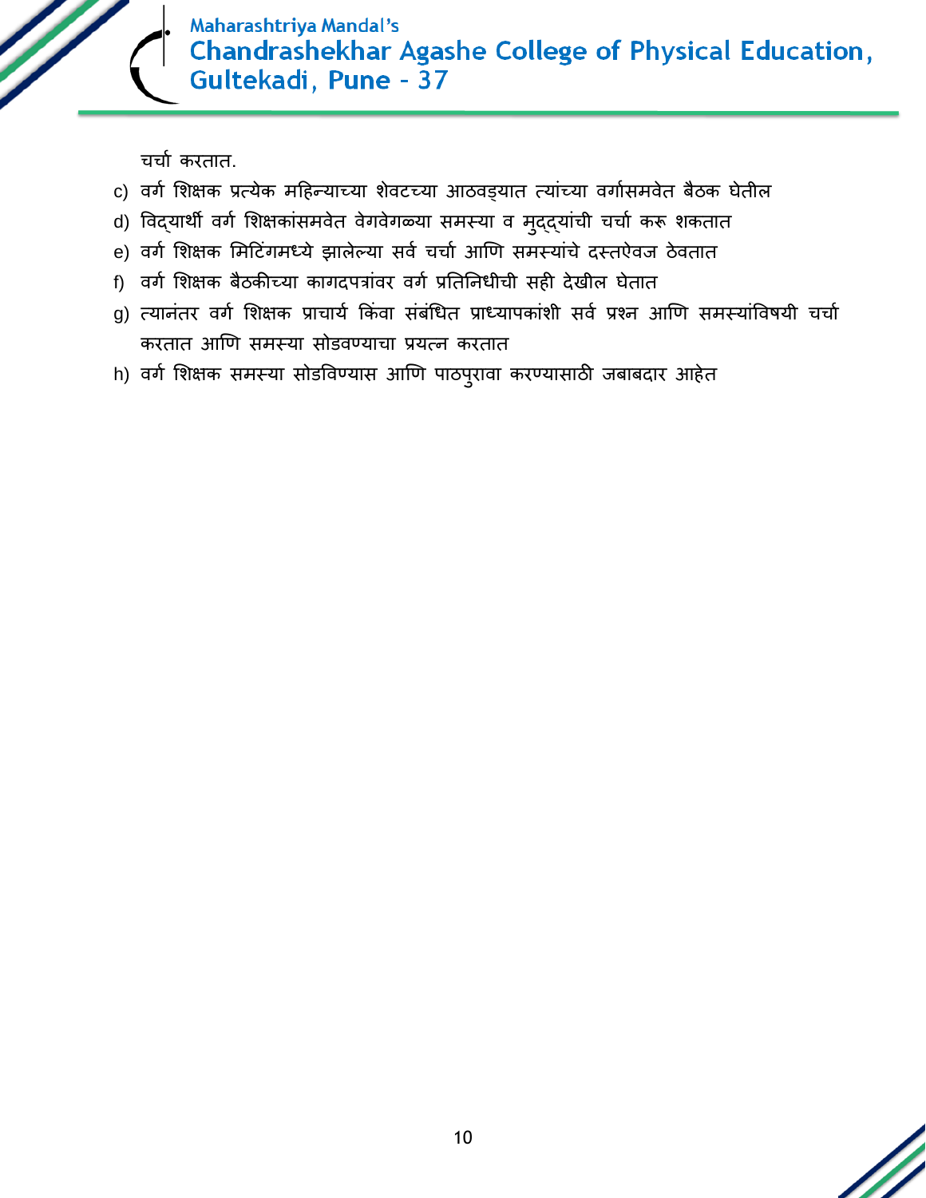चर्चा करतात.

c) वर्ग शिक्षक प्रत्येक महिन्याच्या शेवटच्या आठवड्यात त्यांच्या वर्गासमवेत बैठक घेतील
d) विद्यार्थी वर्ग शिक्षकांसमवेत वेगवेगळ्या समस्या व मुद्द्यांची चर्चा करू शकतात
e) वर्ग शिक्षक मिटिंगमध्ये झालेल्या सर्व चर्चा आणि समस्यांचे दस्तऐवज ठेवतात
f) वर्ग शिक्षक बैठकीच्या कागदपत्रांवर वर्ग प्रतिनिधीची सही देखील घेतात
g) त्यानंतर वर्ग शिक्षक प्राचार्य किंवा संबंधित प्राध्यापकांशी सर्व प्रश्न आणि समस्यांविषयी चर्चा करतात आणि समस्या सोडवण्याचा प्रयत्न करतात
h) वर्ग शिक्षक समस्या सोडविण्यास आणि पाठपुरावा करण्यासाठी जबाबदार आहेत